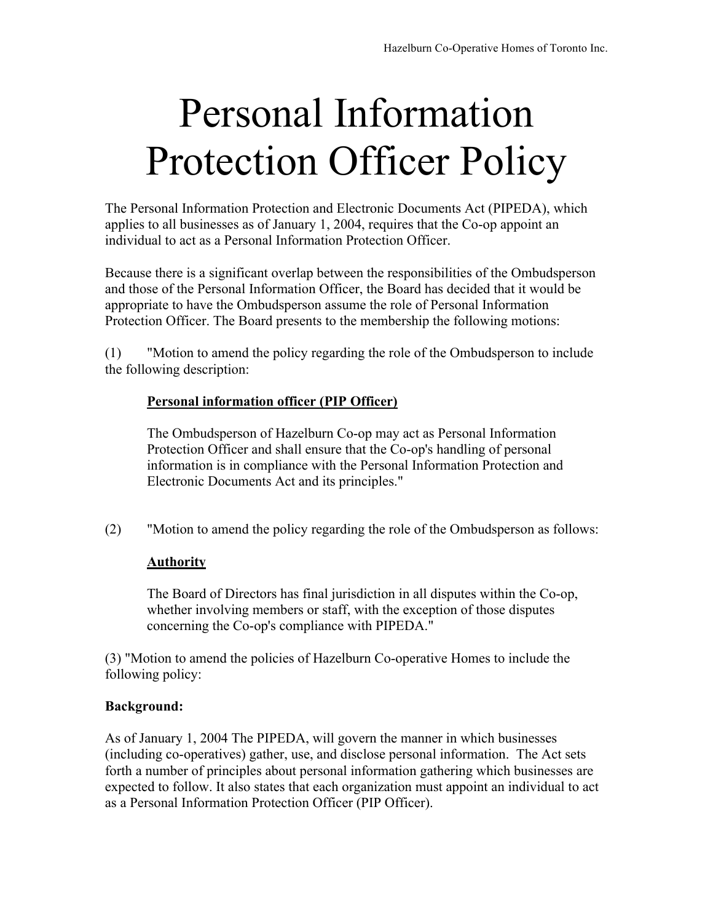# Personal Information Protection Officer Policy

The Personal Information Protection and Electronic Documents Act (PIPEDA), which applies to all businesses as of January 1, 2004, requires that the Co-op appoint an individual to act as a Personal Information Protection Officer.

Because there is a significant overlap between the responsibilities of the Ombudsperson and those of the Personal Information Officer, the Board has decided that it would be appropriate to have the Ombudsperson assume the role of Personal Information Protection Officer. The Board presents to the membership the following motions:

(1) "Motion to amend the policy regarding the role of the Ombudsperson to include the following description:

> **Personal information officer (PIP Officer)**
>
> The Ombudsperson of Hazelburn Co-op may act as Personal Information Protection Officer and shall ensure that the Co-op's handling of personal information is in compliance with the Personal Information Protection and Electronic Documents Act and its principles."

(2) "Motion to amend the policy regarding the role of the Ombudsperson as follows:

> **Authority**
>
> The Board of Directors has final jurisdiction in all disputes within the Co-op, whether involving members or staff, with the exception of those disputes concerning the Co-op's compliance with PIPEDA."

(3) "Motion to amend the policies of Hazelburn Co-operative Homes to include the following policy:

**Background:**

As of January 1, 2004 The PIPEDA, will govern the manner in which businesses (including co-operatives) gather, use, and disclose personal information. The Act sets forth a number of principles about personal information gathering which businesses are expected to follow. It also states that each organization must appoint an individual to act as a Personal Information Protection Officer (PIP Officer).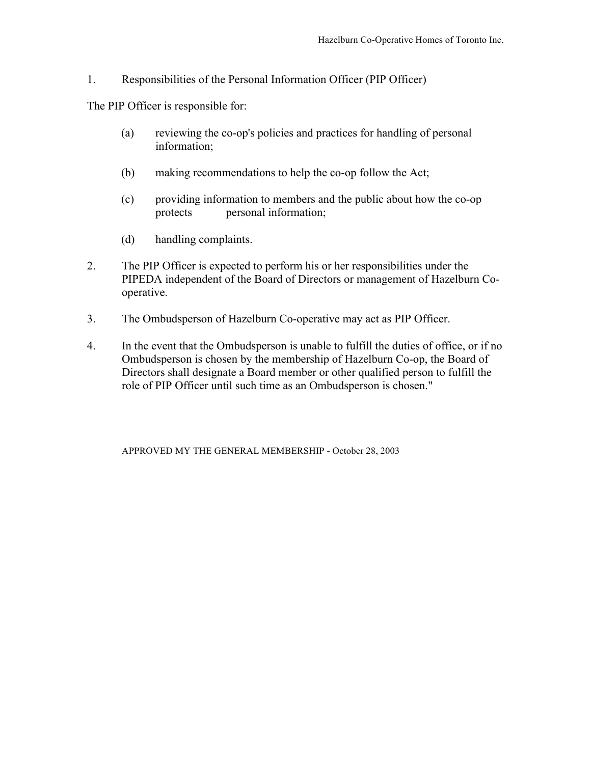1. Responsibilities of the Personal Information Officer (PIP Officer)

The PIP Officer is responsible for:

(a) reviewing the co-op's policies and practices for handling of personal information;

(b) making recommendations to help the co-op follow the Act;

(c) providing information to members and the public about how the co-op protects personal information;

(d) handling complaints.

2. The PIP Officer is expected to perform his or her responsibilities under the PIPEDA independent of the Board of Directors or management of Hazelburn Co-operative.

3. The Ombudsperson of Hazelburn Co-operative may act as PIP Officer.

4. In the event that the Ombudsperson is unable to fulfill the duties of office, or if no Ombudsperson is chosen by the membership of Hazelburn Co-op, the Board of Directors shall designate a Board member or other qualified person to fulfill the role of PIP Officer until such time as an Ombudsperson is chosen."

APPROVED MY THE GENERAL MEMBERSHIP - October 28, 2003